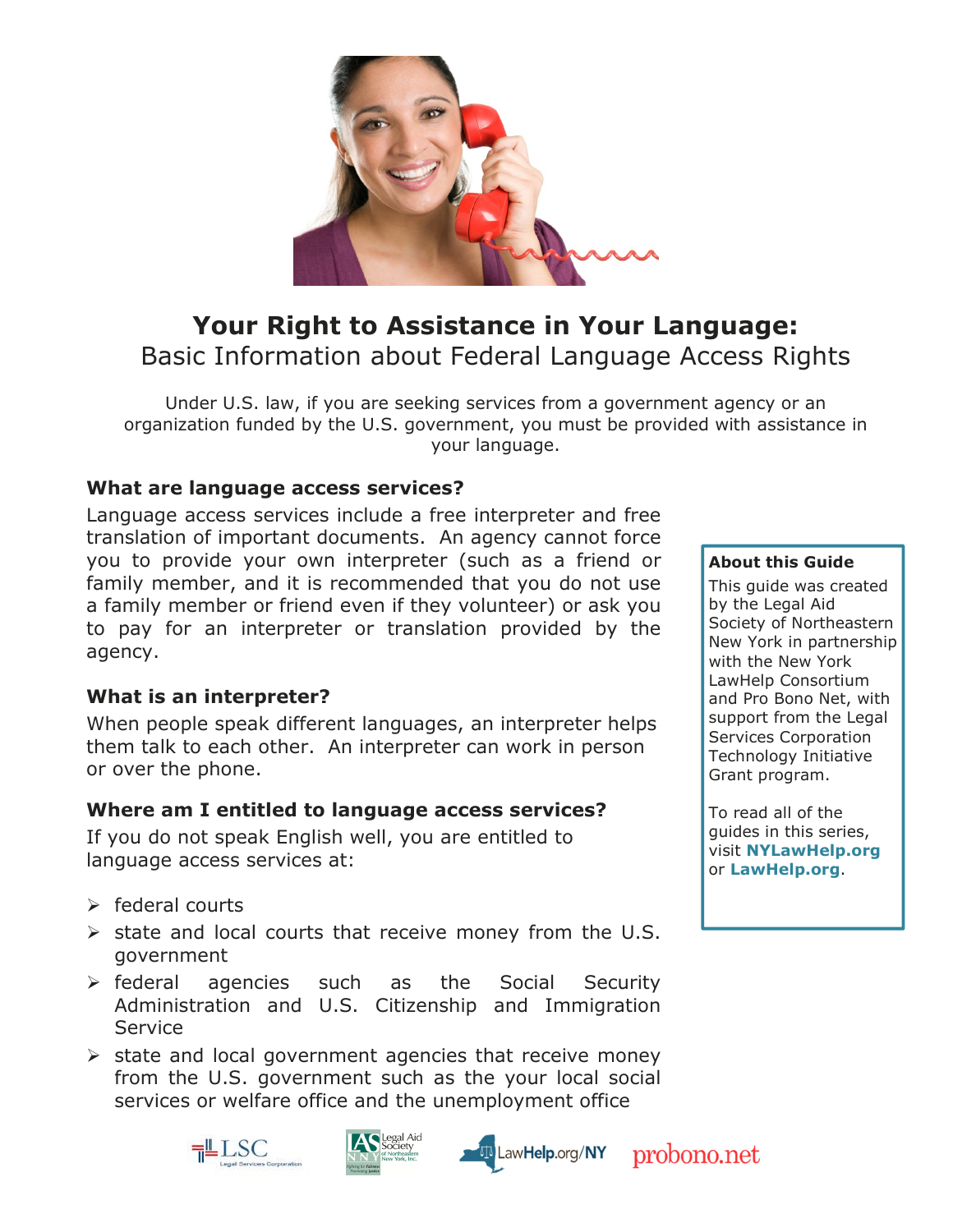# Your Right to Assistance in Your Language:

## Basic Information about Federal Language Access Rights

Under U.S. law, if you are seeking services from a government agency or an organization funded by the U.S. government, you must be provided with assistance in your language.

### What are language access services?

Language access services include a free interpreter and free translation of important documents. An agency cannot force you to provide your own interpreter (such as a friend or family member, and it is recommended that you do not use a family member or friend even if they volunteer) or ask you to pay for an interpreter or translation provided by the agency.

### What is an interpreter?

When people speak different languages, an interpreter helps them talk to each other. An interpreter can work in person or over the phone.

### Where am I entitled to language access services?

If you do not speak English well, you are entitled to language access services at:

- federal courts
- state and local courts that receive money from the U.S. government
- federal agencies such as the Social Security Administration and U.S. Citizenship and Immigration Service
- state and local government agencies that receive money from the U.S. government such as the your local social services or welfare office and the unemployment office

**About this Guide**

This guide was created by the Legal Aid Society of Northeastern New York in partnership with the New York LawHelp Consortium and Pro Bono Net, with support from the Legal Services Corporation Technology Initiative Grant program.

To read all of the guides in this series, visit **NYLawHelp.org** or **LawHelp.org**.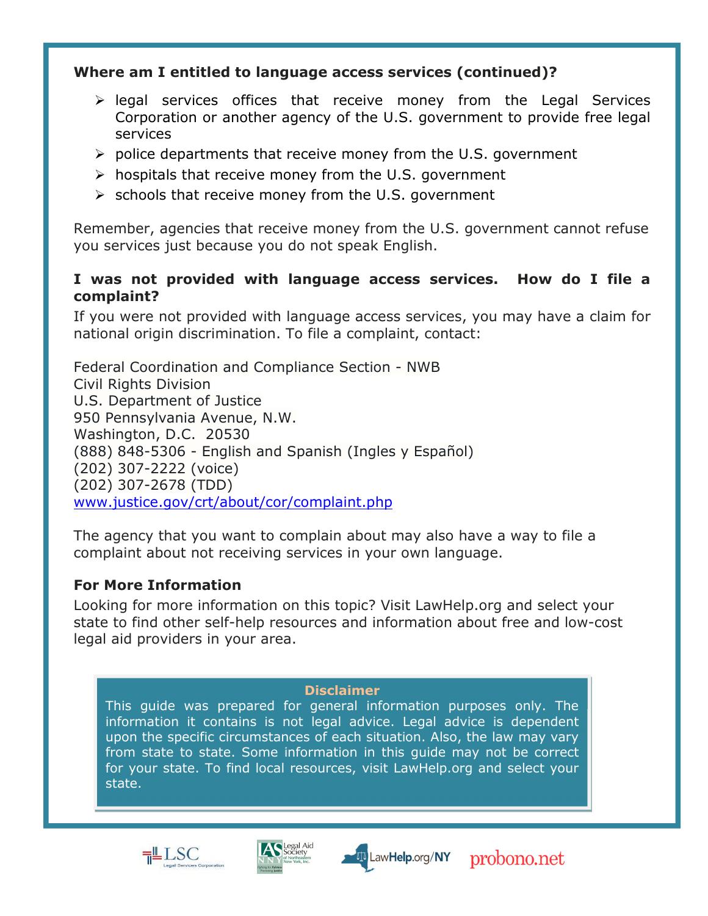**Where am I entitled to language access services (continued)?**

- legal services offices that receive money from the Legal Services Corporation or another agency of the U.S. government to provide free legal services
- police departments that receive money from the U.S. government
- hospitals that receive money from the U.S. government
- schools that receive money from the U.S. government

Remember, agencies that receive money from the U.S. government cannot refuse you services just because you do not speak English.

**I was not provided with language access services. How do I file a complaint?**

If you were not provided with language access services, you may have a claim for national origin discrimination. To file a complaint, contact:

Federal Coordination and Compliance Section - NWB
Civil Rights Division
U.S. Department of Justice
950 Pennsylvania Avenue, N.W.
Washington, D.C. 20530
(888) 848-5306 - English and Spanish (Ingles y Español)
(202) 307-2222 (voice)
(202) 307-2678 (TDD)
www.justice.gov/crt/about/cor/complaint.php

The agency that you want to complain about may also have a way to file a complaint about not receiving services in your own language.

**For More Information**

Looking for more information on this topic? Visit LawHelp.org and select your state to find other self-help resources and information about free and low-cost legal aid providers in your area.

**Disclaimer**

This guide was prepared for general information purposes only. The information it contains is not legal advice. Legal advice is dependent upon the specific circumstances of each situation. Also, the law may vary from state to state. Some information in this guide may not be correct for your state. To find local resources, visit LawHelp.org and select your state.

LSC Legal Services Corporation | Legal Aid Society of Northeastern New York, Inc. | LawHelp.org/NY | probono.net